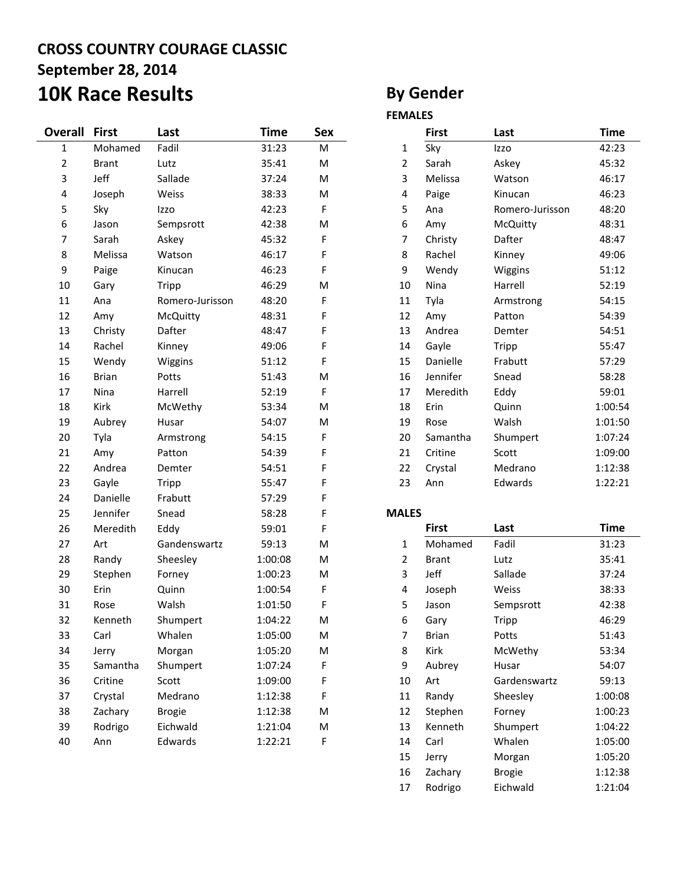# CROSS COUNTRY COURAGE CLASSIC

## September 28, 2014

# 10K Race Results

| Overall | First | Last | Time | Sex |
|---|---|---|---|---|
| 1 | Mohamed | Fadil | 31:23 | M |
| 2 | Brant | Lutz | 35:41 | M |
| 3 | Jeff | Sallade | 37:24 | M |
| 4 | Joseph | Weiss | 38:33 | M |
| 5 | Sky | Izzo | 42:23 | F |
| 6 | Jason | Sempsrott | 42:38 | M |
| 7 | Sarah | Askey | 45:32 | F |
| 8 | Melissa | Watson | 46:17 | F |
| 9 | Paige | Kinucan | 46:23 | F |
| 10 | Gary | Tripp | 46:29 | M |
| 11 | Ana | Romero-Jurisson | 48:20 | F |
| 12 | Amy | McQuitty | 48:31 | F |
| 13 | Christy | Dafter | 48:47 | F |
| 14 | Rachel | Kinney | 49:06 | F |
| 15 | Wendy | Wiggins | 51:12 | F |
| 16 | Brian | Potts | 51:43 | M |
| 17 | Nina | Harrell | 52:19 | F |
| 18 | Kirk | McWethy | 53:34 | M |
| 19 | Aubrey | Husar | 54:07 | M |
| 20 | Tyla | Armstrong | 54:15 | F |
| 21 | Amy | Patton | 54:39 | F |
| 22 | Andrea | Demter | 54:51 | F |
| 23 | Gayle | Tripp | 55:47 | F |
| 24 | Danielle | Frabutt | 57:29 | F |
| 25 | Jennifer | Snead | 58:28 | F |
| 26 | Meredith | Eddy | 59:01 | F |
| 27 | Art | Gandenswartz | 59:13 | M |
| 28 | Randy | Sheesley | 1:00:08 | M |
| 29 | Stephen | Forney | 1:00:23 | M |
| 30 | Erin | Quinn | 1:00:54 | F |
| 31 | Rose | Walsh | 1:01:50 | F |
| 32 | Kenneth | Shumpert | 1:04:22 | M |
| 33 | Carl | Whalen | 1:05:00 | M |
| 34 | Jerry | Morgan | 1:05:20 | M |
| 35 | Samantha | Shumpert | 1:07:24 | F |
| 36 | Critine | Scott | 1:09:00 | F |
| 37 | Crystal | Medrano | 1:12:38 | F |
| 38 | Zachary | Brogie | 1:12:38 | M |
| 39 | Rodrigo | Eichwald | 1:21:04 | M |
| 40 | Ann | Edwards | 1:22:21 | F |

## By Gender

**FEMALES**

| | First | Last | Time |
|---|---|---|---|
| 1 | Sky | Izzo | 42:23 |
| 2 | Sarah | Askey | 45:32 |
| 3 | Melissa | Watson | 46:17 |
| 4 | Paige | Kinucan | 46:23 |
| 5 | Ana | Romero-Jurisson | 48:20 |
| 6 | Amy | McQuitty | 48:31 |
| 7 | Christy | Dafter | 48:47 |
| 8 | Rachel | Kinney | 49:06 |
| 9 | Wendy | Wiggins | 51:12 |
| 10 | Nina | Harrell | 52:19 |
| 11 | Tyla | Armstrong | 54:15 |
| 12 | Amy | Patton | 54:39 |
| 13 | Andrea | Demter | 54:51 |
| 14 | Gayle | Tripp | 55:47 |
| 15 | Danielle | Frabutt | 57:29 |
| 16 | Jennifer | Snead | 58:28 |
| 17 | Meredith | Eddy | 59:01 |
| 18 | Erin | Quinn | 1:00:54 |
| 19 | Rose | Walsh | 1:01:50 |
| 20 | Samantha | Shumpert | 1:07:24 |
| 21 | Critine | Scott | 1:09:00 |
| 22 | Crystal | Medrano | 1:12:38 |
| 23 | Ann | Edwards | 1:22:21 |

**MALES**

| | First | Last | Time |
|---|---|---|---|
| 1 | Mohamed | Fadil | 31:23 |
| 2 | Brant | Lutz | 35:41 |
| 3 | Jeff | Sallade | 37:24 |
| 4 | Joseph | Weiss | 38:33 |
| 5 | Jason | Sempsrott | 42:38 |
| 6 | Gary | Tripp | 46:29 |
| 7 | Brian | Potts | 51:43 |
| 8 | Kirk | McWethy | 53:34 |
| 9 | Aubrey | Husar | 54:07 |
| 10 | Art | Gardenswartz | 59:13 |
| 11 | Randy | Sheesley | 1:00:08 |
| 12 | Stephen | Forney | 1:00:23 |
| 13 | Kenneth | Shumpert | 1:04:22 |
| 14 | Carl | Whalen | 1:05:00 |
| 15 | Jerry | Morgan | 1:05:20 |
| 16 | Zachary | Brogie | 1:12:38 |
| 17 | Rodrigo | Eichwald | 1:21:04 |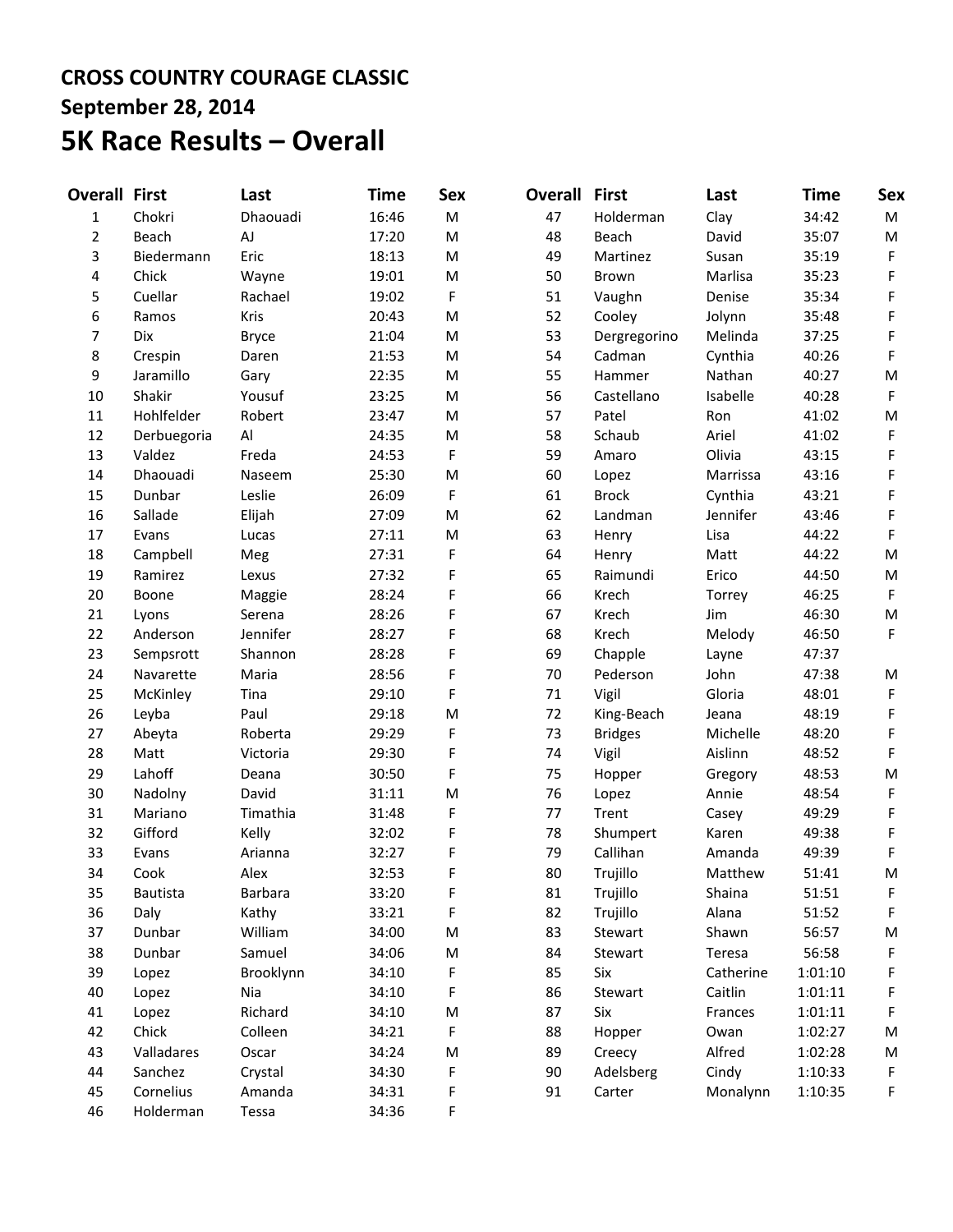**CROSS COUNTRY COURAGE CLASSIC**

**September 28, 2014**

# 5K Race Results – Overall

| Overall | First | Last | Time | Sex |
|---|---|---|---|---|
| 1 | Chokri | Dhaouadi | 16:46 | M |
| 2 | Beach | AJ | 17:20 | M |
| 3 | Biedermann | Eric | 18:13 | M |
| 4 | Chick | Wayne | 19:01 | M |
| 5 | Cuellar | Rachael | 19:02 | F |
| 6 | Ramos | Kris | 20:43 | M |
| 7 | Dix | Bryce | 21:04 | M |
| 8 | Crespin | Daren | 21:53 | M |
| 9 | Jaramillo | Gary | 22:35 | M |
| 10 | Shakir | Yousuf | 23:25 | M |
| 11 | Hohlfelder | Robert | 23:47 | M |
| 12 | Derbuegoria | Al | 24:35 | M |
| 13 | Valdez | Freda | 24:53 | F |
| 14 | Dhaouadi | Naseem | 25:30 | M |
| 15 | Dunbar | Leslie | 26:09 | F |
| 16 | Sallade | Elijah | 27:09 | M |
| 17 | Evans | Lucas | 27:11 | M |
| 18 | Campbell | Meg | 27:31 | F |
| 19 | Ramirez | Lexus | 27:32 | F |
| 20 | Boone | Maggie | 28:24 | F |
| 21 | Lyons | Serena | 28:26 | F |
| 22 | Anderson | Jennifer | 28:27 | F |
| 23 | Sempsrott | Shannon | 28:28 | F |
| 24 | Navarette | Maria | 28:56 | F |
| 25 | McKinley | Tina | 29:10 | F |
| 26 | Leyba | Paul | 29:18 | M |
| 27 | Abeyta | Roberta | 29:29 | F |
| 28 | Matt | Victoria | 29:30 | F |
| 29 | Lahoff | Deana | 30:50 | F |
| 30 | Nadolny | David | 31:11 | M |
| 31 | Mariano | Timathia | 31:48 | F |
| 32 | Gifford | Kelly | 32:02 | F |
| 33 | Evans | Arianna | 32:27 | F |
| 34 | Cook | Alex | 32:53 | F |
| 35 | Bautista | Barbara | 33:20 | F |
| 36 | Daly | Kathy | 33:21 | F |
| 37 | Dunbar | William | 34:00 | M |
| 38 | Dunbar | Samuel | 34:06 | M |
| 39 | Lopez | Brooklynn | 34:10 | F |
| 40 | Lopez | Nia | 34:10 | F |
| 41 | Lopez | Richard | 34:10 | M |
| 42 | Chick | Colleen | 34:21 | F |
| 43 | Valladares | Oscar | 34:24 | M |
| 44 | Sanchez | Crystal | 34:30 | F |
| 45 | Cornelius | Amanda | 34:31 | F |
| 46 | Holderman | Tessa | 34:36 | F |
| 47 | Holderman | Clay | 34:42 | M |
| 48 | Beach | David | 35:07 | M |
| 49 | Martinez | Susan | 35:19 | F |
| 50 | Brown | Marlisa | 35:23 | F |
| 51 | Vaughn | Denise | 35:34 | F |
| 52 | Cooley | Jolynn | 35:48 | F |
| 53 | Dergregorino | Melinda | 37:25 | F |
| 54 | Cadman | Cynthia | 40:26 | F |
| 55 | Hammer | Nathan | 40:27 | M |
| 56 | Castellano | Isabelle | 40:28 | F |
| 57 | Patel | Ron | 41:02 | M |
| 58 | Schaub | Ariel | 41:02 | F |
| 59 | Amaro | Olivia | 43:15 | F |
| 60 | Lopez | Marrissa | 43:16 | F |
| 61 | Brock | Cynthia | 43:21 | F |
| 62 | Landman | Jennifer | 43:46 | F |
| 63 | Henry | Lisa | 44:22 | F |
| 64 | Henry | Matt | 44:22 | M |
| 65 | Raimundi | Erico | 44:50 | M |
| 66 | Krech | Torrey | 46:25 | F |
| 67 | Krech | Jim | 46:30 | M |
| 68 | Krech | Melody | 46:50 | F |
| 69 | Chapple | Layne | 47:37 | |
| 70 | Pederson | John | 47:38 | M |
| 71 | Vigil | Gloria | 48:01 | F |
| 72 | King-Beach | Jeana | 48:19 | F |
| 73 | Bridges | Michelle | 48:20 | F |
| 74 | Vigil | Aislinn | 48:52 | F |
| 75 | Hopper | Gregory | 48:53 | M |
| 76 | Lopez | Annie | 48:54 | F |
| 77 | Trent | Casey | 49:29 | F |
| 78 | Shumpert | Karen | 49:38 | F |
| 79 | Callihan | Amanda | 49:39 | F |
| 80 | Trujillo | Matthew | 51:41 | M |
| 81 | Trujillo | Shaina | 51:51 | F |
| 82 | Trujillo | Alana | 51:52 | F |
| 83 | Stewart | Shawn | 56:57 | M |
| 84 | Stewart | Teresa | 56:58 | F |
| 85 | Six | Catherine | 1:01:10 | F |
| 86 | Stewart | Caitlin | 1:01:11 | F |
| 87 | Six | Frances | 1:01:11 | F |
| 88 | Hopper | Owan | 1:02:27 | M |
| 89 | Creecy | Alfred | 1:02:28 | M |
| 90 | Adelsberg | Cindy | 1:10:33 | F |
| 91 | Carter | Monalynn | 1:10:35 | F |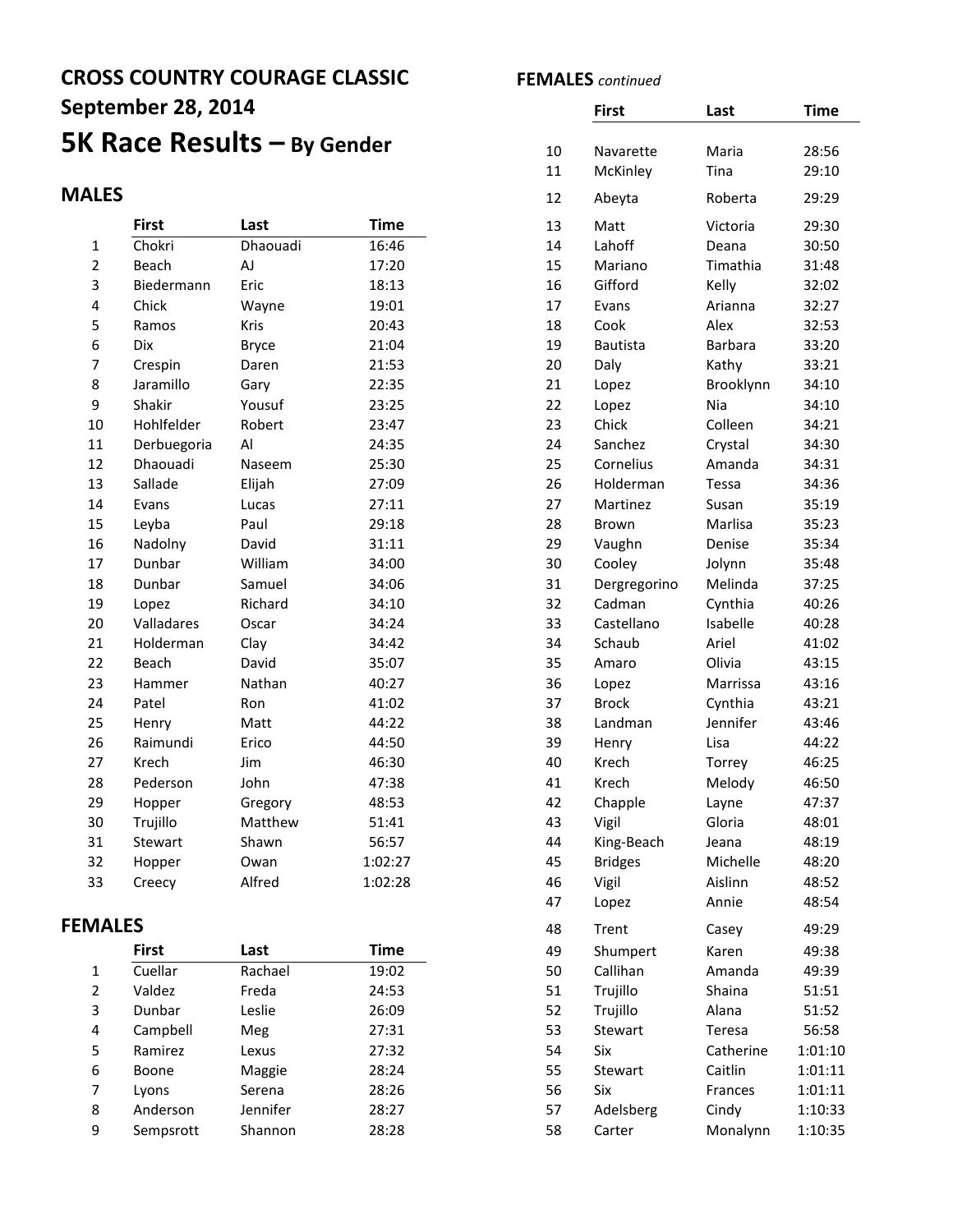# CROSS COUNTRY COURAGE CLASSIC

## September 28, 2014

# 5K Race Results – By Gender

## MALES

| | First | Last | Time |
|---|---|---|---|
| 1 | Chokri | Dhaouadi | 16:46 |
| 2 | Beach | AJ | 17:20 |
| 3 | Biedermann | Eric | 18:13 |
| 4 | Chick | Wayne | 19:01 |
| 5 | Ramos | Kris | 20:43 |
| 6 | Dix | Bryce | 21:04 |
| 7 | Crespin | Daren | 21:53 |
| 8 | Jaramillo | Gary | 22:35 |
| 9 | Shakir | Yousuf | 23:25 |
| 10 | Hohlfelder | Robert | 23:47 |
| 11 | Derbuegoria | Al | 24:35 |
| 12 | Dhaouadi | Naseem | 25:30 |
| 13 | Sallade | Elijah | 27:09 |
| 14 | Evans | Lucas | 27:11 |
| 15 | Leyba | Paul | 29:18 |
| 16 | Nadolny | David | 31:11 |
| 17 | Dunbar | William | 34:00 |
| 18 | Dunbar | Samuel | 34:06 |
| 19 | Lopez | Richard | 34:10 |
| 20 | Valladares | Oscar | 34:24 |
| 21 | Holderman | Clay | 34:42 |
| 22 | Beach | David | 35:07 |
| 23 | Hammer | Nathan | 40:27 |
| 24 | Patel | Ron | 41:02 |
| 25 | Henry | Matt | 44:22 |
| 26 | Raimundi | Erico | 44:50 |
| 27 | Krech | Jim | 46:30 |
| 28 | Pederson | John | 47:38 |
| 29 | Hopper | Gregory | 48:53 |
| 30 | Trujillo | Matthew | 51:41 |
| 31 | Stewart | Shawn | 56:57 |
| 32 | Hopper | Owan | 1:02:27 |
| 33 | Creecy | Alfred | 1:02:28 |

## FEMALES

| | First | Last | Time |
|---|---|---|---|
| 1 | Cuellar | Rachael | 19:02 |
| 2 | Valdez | Freda | 24:53 |
| 3 | Dunbar | Leslie | 26:09 |
| 4 | Campbell | Meg | 27:31 |
| 5 | Ramirez | Lexus | 27:32 |
| 6 | Boone | Maggie | 28:24 |
| 7 | Lyons | Serena | 28:26 |
| 8 | Anderson | Jennifer | 28:27 |
| 9 | Sempsrott | Shannon | 28:28 |
| 10 | Navarette | Maria | 28:56 |
| 11 | McKinley | Tina | 29:10 |
| 12 | Abeyta | Roberta | 29:29 |
| 13 | Matt | Victoria | 29:30 |
| 14 | Lahoff | Deana | 30:50 |
| 15 | Mariano | Timathia | 31:48 |
| 16 | Gifford | Kelly | 32:02 |
| 17 | Evans | Arianna | 32:27 |
| 18 | Cook | Alex | 32:53 |
| 19 | Bautista | Barbara | 33:20 |
| 20 | Daly | Kathy | 33:21 |
| 21 | Lopez | Brooklynn | 34:10 |
| 22 | Lopez | Nia | 34:10 |
| 23 | Chick | Colleen | 34:21 |
| 24 | Sanchez | Crystal | 34:30 |
| 25 | Cornelius | Amanda | 34:31 |
| 26 | Holderman | Tessa | 34:36 |
| 27 | Martinez | Susan | 35:19 |
| 28 | Brown | Marlisa | 35:23 |
| 29 | Vaughn | Denise | 35:34 |
| 30 | Cooley | Jolynn | 35:48 |
| 31 | Dergregorino | Melinda | 37:25 |
| 32 | Cadman | Cynthia | 40:26 |
| 33 | Castellano | Isabelle | 40:28 |
| 34 | Schaub | Ariel | 41:02 |
| 35 | Amaro | Olivia | 43:15 |
| 36 | Lopez | Marrissa | 43:16 |
| 37 | Brock | Cynthia | 43:21 |
| 38 | Landman | Jennifer | 43:46 |
| 39 | Henry | Lisa | 44:22 |
| 40 | Krech | Torrey | 46:25 |
| 41 | Krech | Melody | 46:50 |
| 42 | Chapple | Layne | 47:37 |
| 43 | Vigil | Gloria | 48:01 |
| 44 | King-Beach | Jeana | 48:19 |
| 45 | Bridges | Michelle | 48:20 |
| 46 | Vigil | Aislinn | 48:52 |
| 47 | Lopez | Annie | 48:54 |
| 48 | Trent | Casey | 49:29 |
| 49 | Shumpert | Karen | 49:38 |
| 50 | Callihan | Amanda | 49:39 |
| 51 | Trujillo | Shaina | 51:51 |
| 52 | Trujillo | Alana | 51:52 |
| 53 | Stewart | Teresa | 56:58 |
| 54 | Six | Catherine | 1:01:10 |
| 55 | Stewart | Caitlin | 1:01:11 |
| 56 | Six | Frances | 1:01:11 |
| 57 | Adelsberg | Cindy | 1:10:33 |
| 58 | Carter | Monalynn | 1:10:35 |